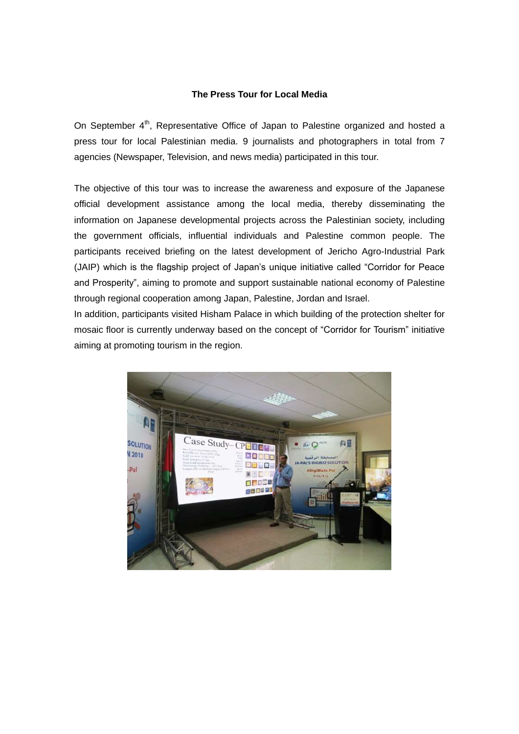**The Press Tour for Local Media**

On September 4th, Representative Office of Japan to Palestine organized and hosted a press tour for local Palestinian media. 9 journalists and photographers in total from 7 agencies (Newspaper, Television, and news media) participated in this tour.

The objective of this tour was to increase the awareness and exposure of the Japanese official development assistance among the local media, thereby disseminating the information on Japanese developmental projects across the Palestinian society, including the government officials, influential individuals and Palestine common people. The participants received briefing on the latest development of Jericho Agro-Industrial Park (JAIP) which is the flagship project of Japan's unique initiative called "Corridor for Peace and Prosperity", aiming to promote and support sustainable national economy of Palestine through regional cooperation among Japan, Palestine, Jordan and Israel.

In addition, participants visited Hisham Palace in which building of the protection shelter for mosaic floor is currently underway based on the concept of "Corridor for Tourism" initiative aiming at promoting tourism in the region.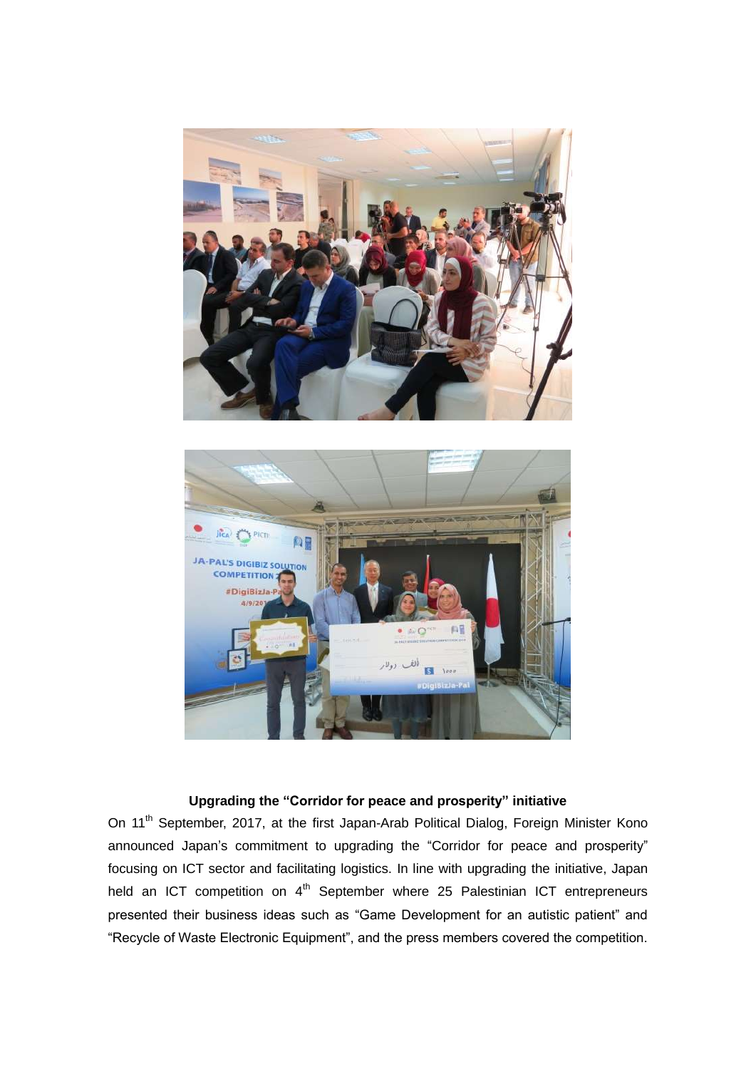**Upgrading the "Corridor for peace and prosperity" initiative**

On 11th September, 2017, at the first Japan-Arab Political Dialog, Foreign Minister Kono announced Japan's commitment to upgrading the "Corridor for peace and prosperity" focusing on ICT sector and facilitating logistics. In line with upgrading the initiative, Japan held an ICT competition on 4th September where 25 Palestinian ICT entrepreneurs presented their business ideas such as "Game Development for an autistic patient" and "Recycle of Waste Electronic Equipment", and the press members covered the competition.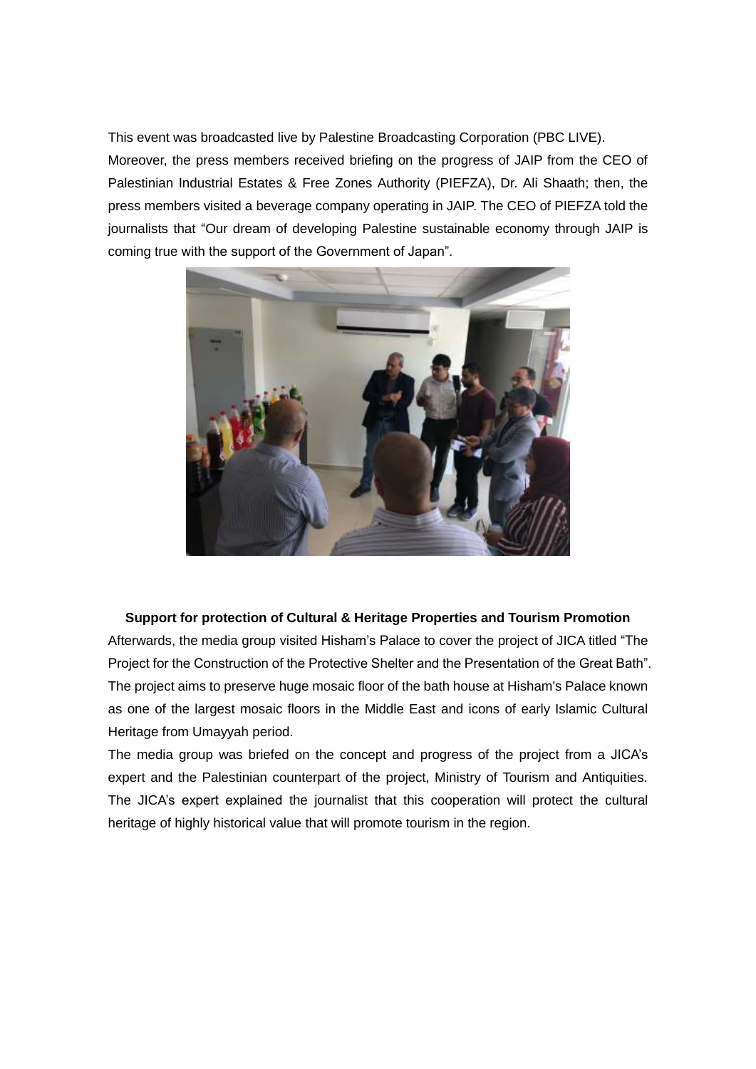This event was broadcasted live by Palestine Broadcasting Corporation (PBC LIVE).

Moreover, the press members received briefing on the progress of JAIP from the CEO of Palestinian Industrial Estates & Free Zones Authority (PIEFZA), Dr. Ali Shaath; then, the press members visited a beverage company operating in JAIP. The CEO of PIEFZA told the journalists that "Our dream of developing Palestine sustainable economy through JAIP is coming true with the support of the Government of Japan".

**Support for protection of Cultural & Heritage Properties and Tourism Promotion**

Afterwards, the media group visited Hisham's Palace to cover the project of JICA titled "The Project for the Construction of the Protective Shelter and the Presentation of the Great Bath". The project aims to preserve huge mosaic floor of the bath house at Hisham's Palace known as one of the largest mosaic floors in the Middle East and icons of early Islamic Cultural Heritage from Umayyah period.

The media group was briefed on the concept and progress of the project from a JICA's expert and the Palestinian counterpart of the project, Ministry of Tourism and Antiquities. The JICA's expert explained the journalist that this cooperation will protect the cultural heritage of highly historical value that will promote tourism in the region.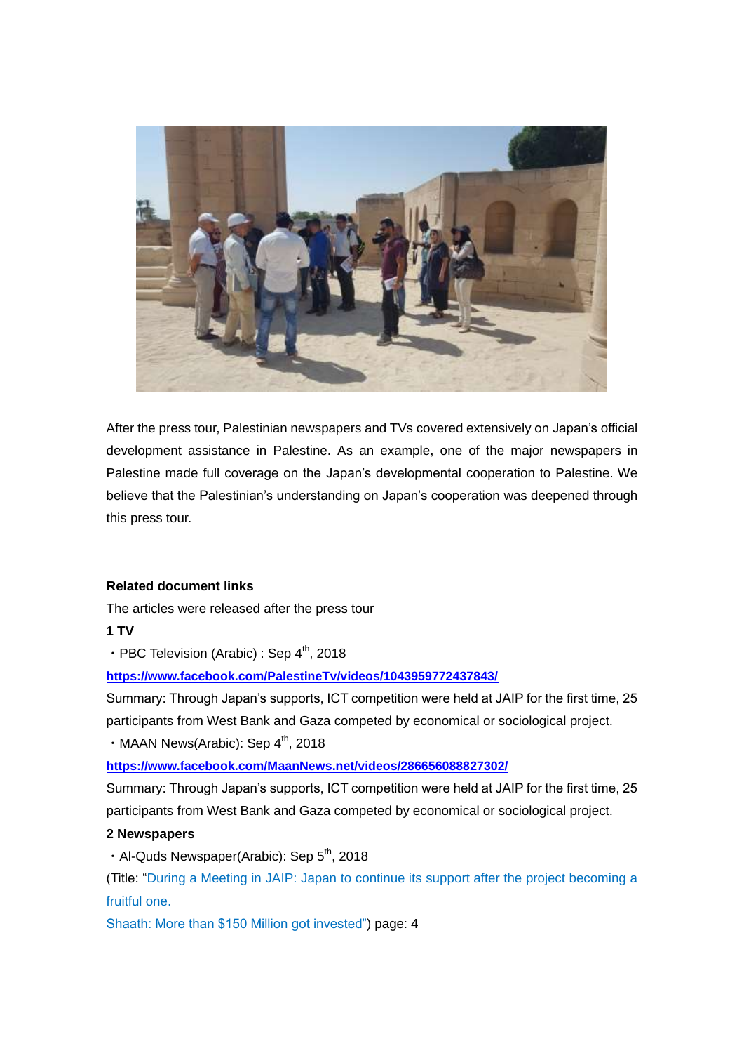After the press tour, Palestinian newspapers and TVs covered extensively on Japan's official development assistance in Palestine. As an example, one of the major newspapers in Palestine made full coverage on the Japan's developmental cooperation to Palestine. We believe that the Palestinian's understanding on Japan's cooperation was deepened through this press tour.

**Related document links**

The articles were released after the press tour

**1 TV**

・PBC Television (Arabic) : Sep 4th, 2018

**https://www.facebook.com/PalestineTv/videos/1043959772437843/**

Summary: Through Japan's supports, ICT competition were held at JAIP for the first time, 25 participants from West Bank and Gaza competed by economical or sociological project.

・MAAN News(Arabic): Sep 4th, 2018

**https://www.facebook.com/MaanNews.net/videos/286656088827302/**

Summary: Through Japan's supports, ICT competition were held at JAIP for the first time, 25 participants from West Bank and Gaza competed by economical or sociological project.

**2 Newspapers**

・Al-Quds Newspaper(Arabic): Sep 5th, 2018

(Title: "During a Meeting in JAIP: Japan to continue its support after the project becoming a fruitful one.

Shaath: More than $150 Million got invested") page: 4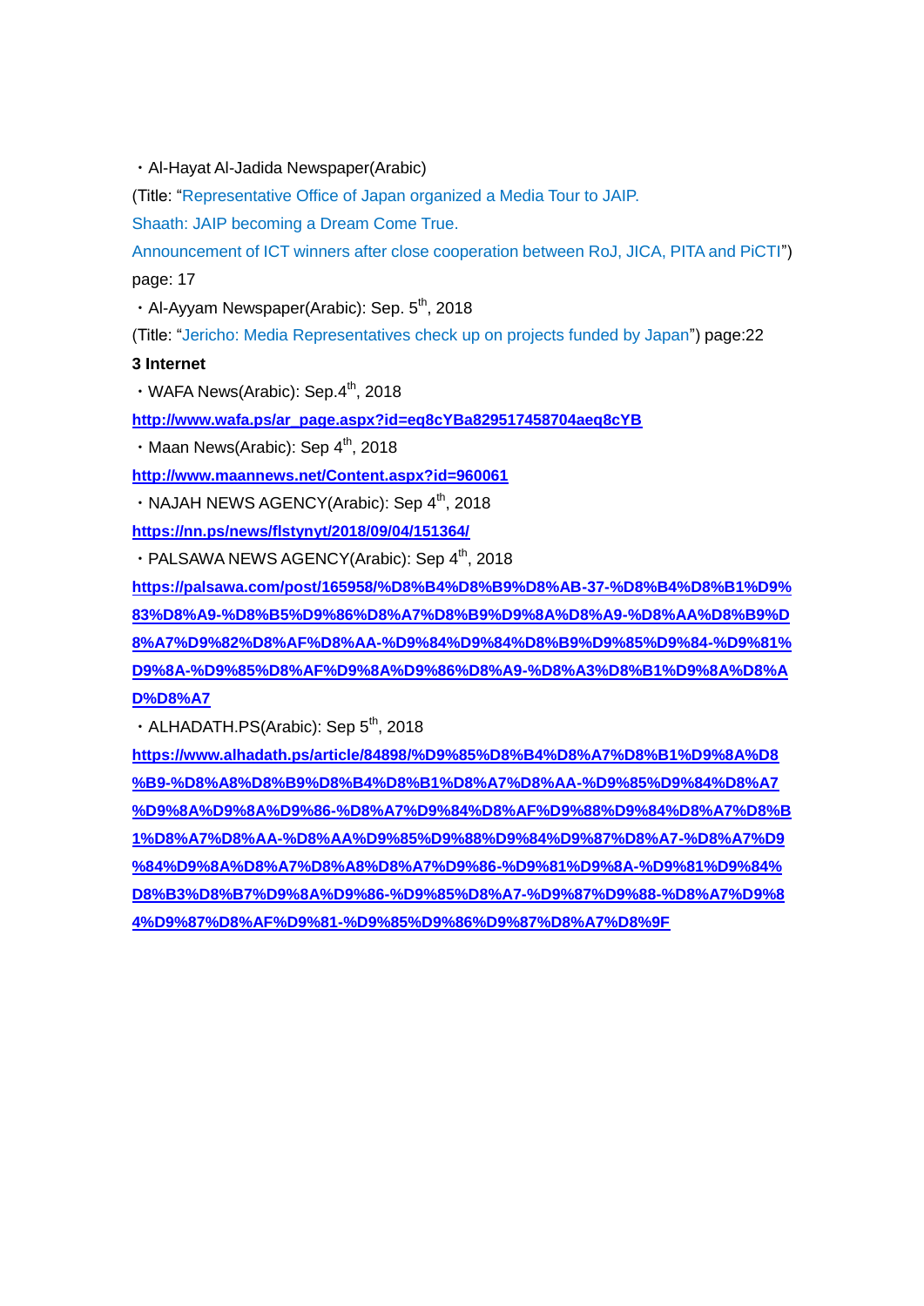・Al-Hayat Al-Jadida Newspaper(Arabic)

(Title: "Representative Office of Japan organized a Media Tour to JAIP.
Shaath: JAIP becoming a Dream Come True.
Announcement of ICT winners after close cooperation between RoJ, JICA, PITA and PiCTI")
page: 17

・Al-Ayyam Newspaper(Arabic): Sep. 5th, 2018

(Title: "Jericho: Media Representatives check up on projects funded by Japan") page:22

**3 Internet**

・WAFA News(Arabic): Sep.4th, 2018

**http://www.wafa.ps/ar_page.aspx?id=eq8cYBa829517458704aeq8cYB**

・Maan News(Arabic): Sep 4th, 2018

**http://www.maannews.net/Content.aspx?id=960061**

・NAJAH NEWS AGENCY(Arabic): Sep 4th, 2018

**https://nn.ps/news/flstynyt/2018/09/04/151364/**

・PALSAWA NEWS AGENCY(Arabic): Sep 4th, 2018

**https://palsawa.com/post/165958/%D8%B4%D8%B9%D8%AB-37-%D8%B4%D8%B1%D9%83%D8%A9-%D8%B5%D9%86%D8%A7%D8%B9%D9%8A%D8%A9-%D8%AA%D8%B9%D8%A7%D9%82%D8%AF%D8%AA-%D9%84%D9%84%D8%B9%D9%85%D9%84-%D9%81%D9%8A-%D9%85%D8%AF%D9%8A%D9%86%D8%A9-%D8%A3%D8%B1%D9%8A%D8%AD%D8%A7**

・ALHADATH.PS(Arabic): Sep 5th, 2018

**https://www.alhadath.ps/article/84898/%D9%85%D8%B4%D8%A7%D8%B1%D9%8A%D8%B9-%D8%A8%D8%B9%D8%B4%D8%B1%D8%A7%D8%AA-%D9%85%D9%84%D8%A7%D9%8A%D9%8A%D9%86-%D8%A7%D9%84%D8%AF%D9%88%D9%84%D8%A7%D8%B1%D8%A7%D8%AA-%D8%AA%D9%85%D9%88%D9%84%D9%87%D8%A7-%D8%A7%D9%84%D9%8A%D8%A7%D8%A8%D8%A7%D9%86-%D9%81%D9%8A-%D9%81%D9%84%D8%B3%D8%B7%D9%8A%D9%86-%D9%85%D8%A7-%D9%87%D9%88-%D8%A7%D9%84%D9%87%D8%AF%D9%81-%D9%85%D9%86%D9%87%D8%A7%D8%9F**